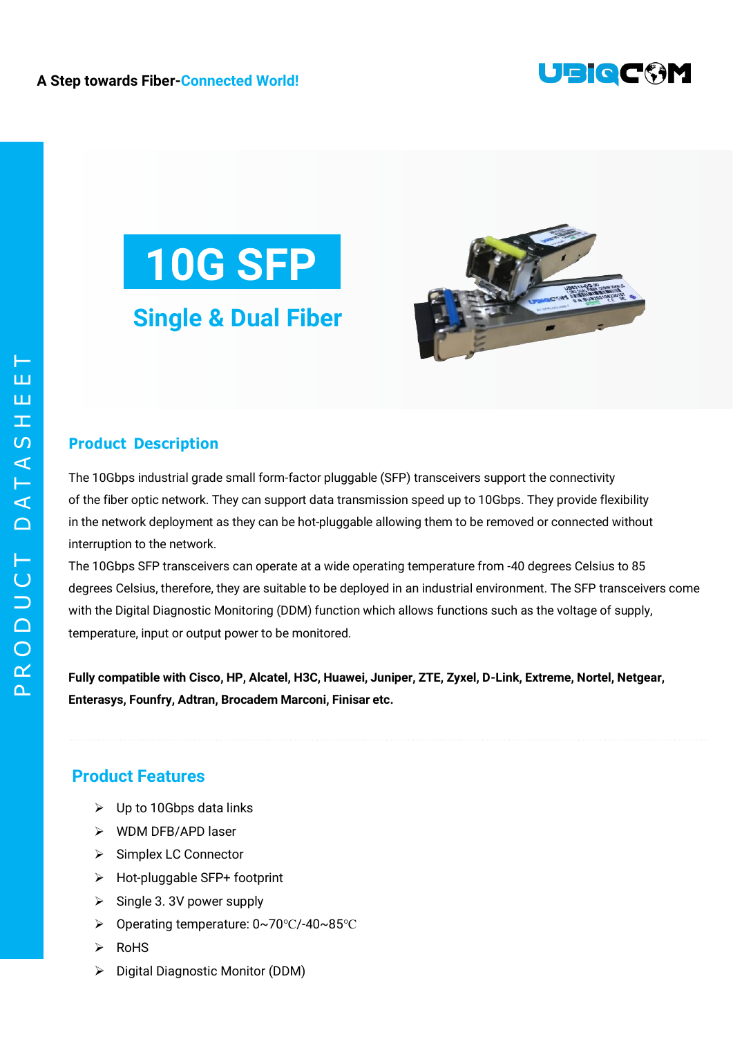A Step towards Fiber-Connected World!

PRODUCT DATASHEET

# 10G SFP

## Single & Dual Fiber

## Product Description

The 10Gbps industrial grade small form-factor pluggable (SFP) transceivers support the connectivity of the fiber optic network. They can support data transmission speed up to 10Gbps. They provide flexibility in the network deployment as they can be hot-pluggable allowing them to be removed or connected without interruption to the network.

The 10Gbps SFP transceivers can operate at a wide operating temperature from -40 degrees Celsius to 85 degrees Celsius, therefore, they are suitable to be deployed in an industrial environment. The SFP transceivers come with the Digital Diagnostic Monitoring (DDM) function which allows functions such as the voltage of supply, temperature, input or output power to be monitored.

**Fully compatible with Cisco, HP, Alcatel, H3C, Huawei, Juniper, ZTE, Zyxel, D-Link, Extreme, Nortel, Netgear, Enterasys, Founfry, Adtran, Brocadem Marconi, Finisar etc.**

## Product Features

- Up to 10Gbps data links
- WDM DFB/APD laser
- Simplex LC Connector
- Hot-pluggable SFP+ footprint
- Single 3. 3V power supply
- Operating temperature: 0~70℃/-40~85℃
- RoHS
- Digital Diagnostic Monitor (DDM)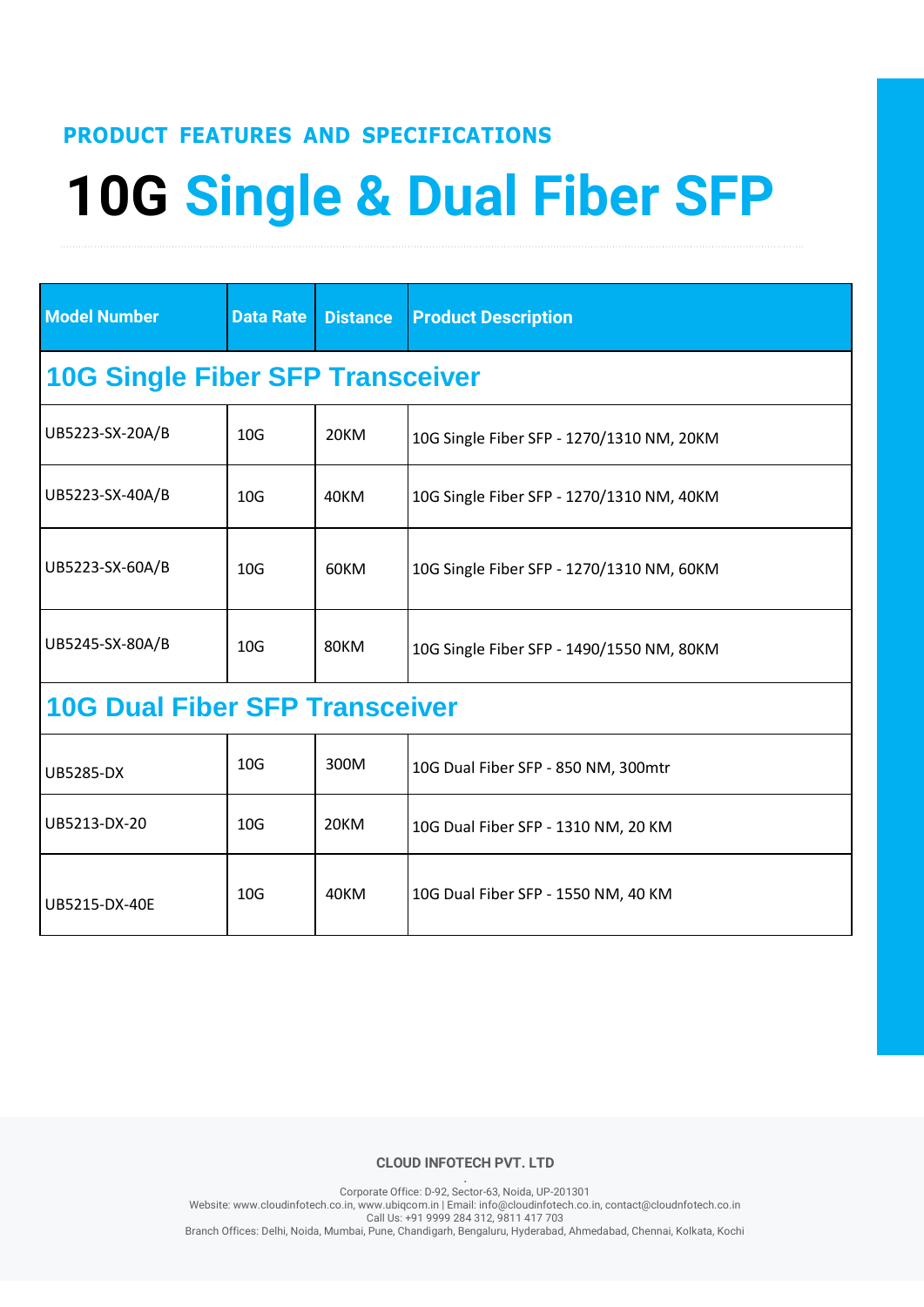**PRODUCT FEATURES AND SPECIFICATIONS**

# 10G Single & Dual Fiber SFP

| Model Number | Data Rate | Distance | Product Description |
|---|---|---|---|
| **10G Single Fiber SFP Transceiver** | | | |
| UB5223-SX-20A/B | 10G | 20KM | 10G Single Fiber SFP - 1270/1310 NM, 20KM |
| UB5223-SX-40A/B | 10G | 40KM | 10G Single Fiber SFP - 1270/1310 NM, 40KM |
| UB5223-SX-60A/B | 10G | 60KM | 10G Single Fiber SFP - 1270/1310 NM, 60KM |
| UB5245-SX-80A/B | 10G | 80KM | 10G Single Fiber SFP - 1490/1550 NM, 80KM |
| **10G Dual Fiber SFP Transceiver** | | | |
| UB5285-DX | 10G | 300M | 10G Dual Fiber SFP - 850 NM, 300mtr |
| UB5213-DX-20 | 10G | 20KM | 10G Dual Fiber SFP - 1310 NM, 20 KM |
| UB5215-DX-40E | 10G | 40KM | 10G Dual Fiber SFP - 1550 NM, 40 KM |

**CLOUD INFOTECH PVT. LTD**

Corporate Office: D-92, Sector-63, Noida, UP-201301
Website: www.cloudinfotech.co.in, www.ubiqcom.in | Email: info@cloudinfotech.co.in, contact@cloudnfotech.co.in
Call Us: +91 9999 284 312, 9811 417 703
Branch Offices: Delhi, Noida, Mumbai, Pune, Chandigarh, Bengaluru, Hyderabad, Ahmedabad, Chennai, Kolkata, Kochi